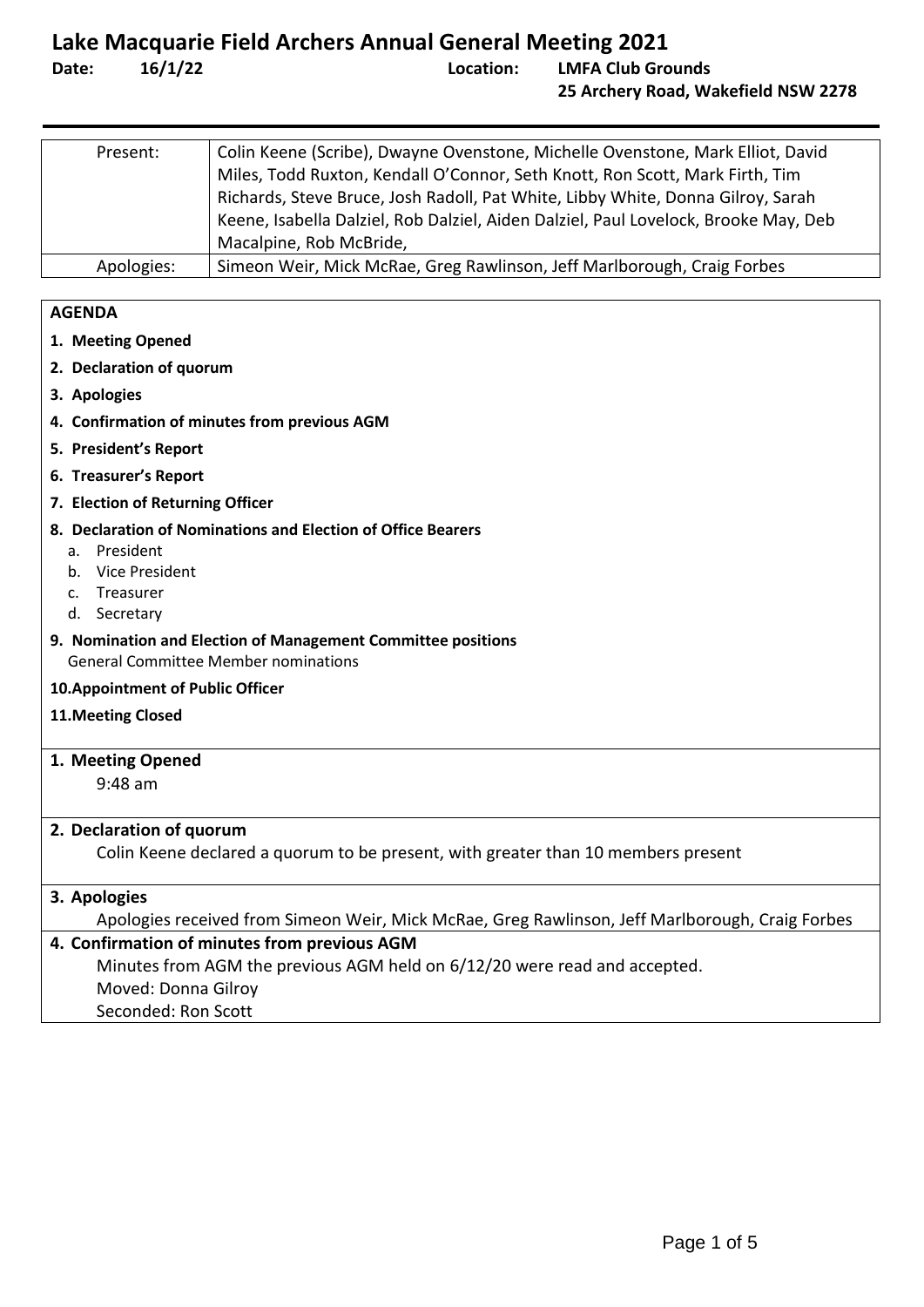# Lake Macquarie Field Archers Annual General Meeting 2021

**Date:** 16/1/22 **Location:** LMFA Club Grounds
25 Archery Road, Wakefield NSW 2278

| | |
|---|---|
| Present: | Colin Keene (Scribe), Dwayne Ovenstone, Michelle Ovenstone, Mark Elliot, David Miles, Todd Ruxton, Kendall O'Connor, Seth Knott, Ron Scott, Mark Firth, Tim Richards, Steve Bruce, Josh Radoll, Pat White, Libby White, Donna Gilroy, Sarah Keene, Isabella Dalziel, Rob Dalziel, Aiden Dalziel, Paul Lovelock, Brooke May, Deb Macalpine, Rob McBride, |
| Apologies: | Simeon Weir, Mick McRae, Greg Rawlinson, Jeff Marlborough, Craig Forbes |

## AGENDA

1. **Meeting Opened**
2. **Declaration of quorum**
3. **Apologies**
4. **Confirmation of minutes from previous AGM**
5. **President's Report**
6. **Treasurer's Report**
7. **Election of Returning Officer**
8. **Declaration of Nominations and Election of Office Bearers**
   a. President
   b. Vice President
   c. Treasurer
   d. Secretary
9. **Nomination and Election of Management Committee positions**
   General Committee Member nominations
10. **Appointment of Public Officer**
11. **Meeting Closed**

## 1. Meeting Opened

9:48 am

## 2. Declaration of quorum

Colin Keene declared a quorum to be present, with greater than 10 members present

## 3. Apologies

Apologies received from Simeon Weir, Mick McRae, Greg Rawlinson, Jeff Marlborough, Craig Forbes

## 4. Confirmation of minutes from previous AGM

Minutes from AGM the previous AGM held on 6/12/20 were read and accepted.
Moved: Donna Gilroy
Seconded: Ron Scott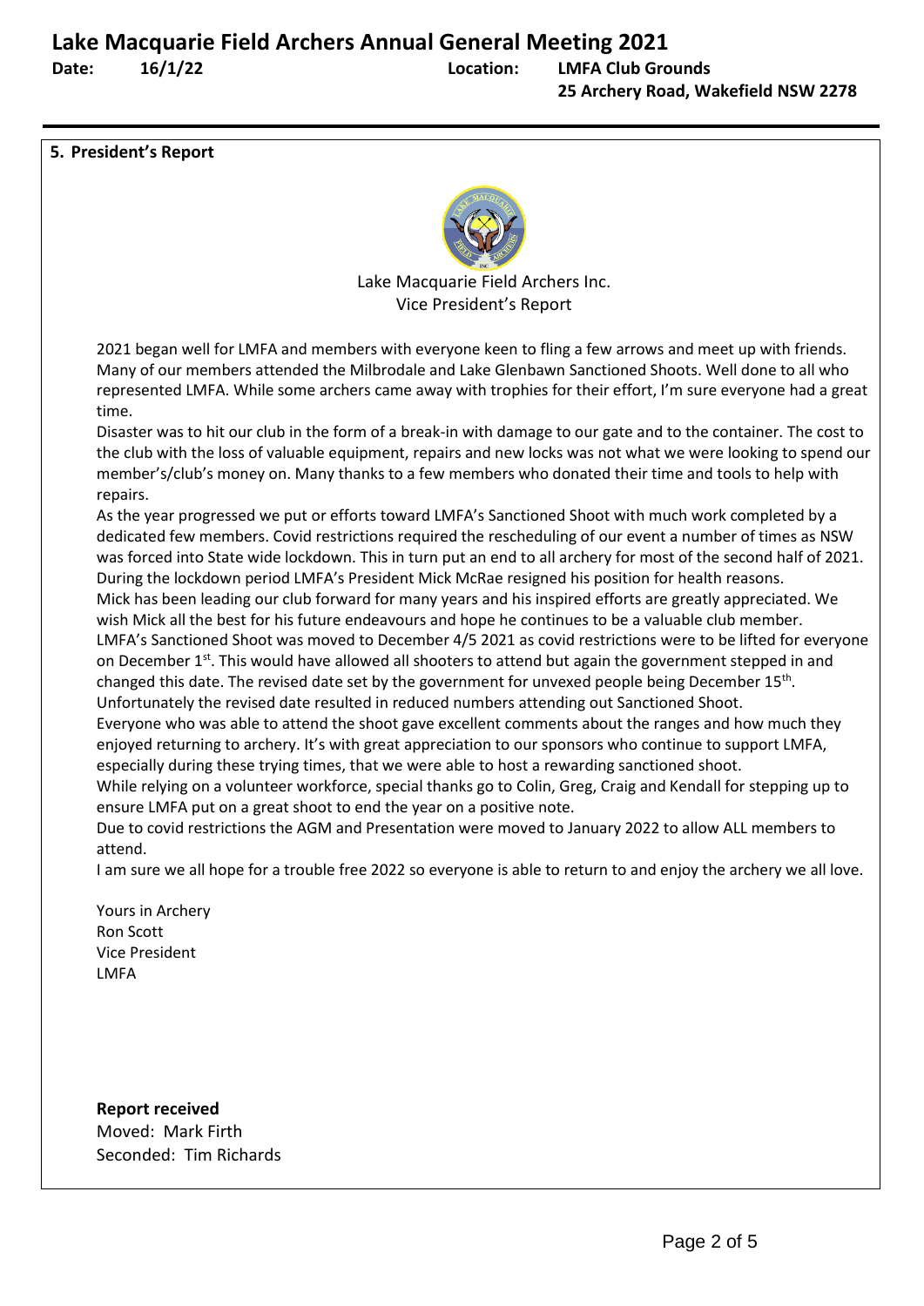# Lake Macquarie Field Archers Annual General Meeting 2021

**Date:** 16/1/22 **Location:** LMFA Club Grounds
25 Archery Road, Wakefield NSW 2278

## 5. President's Report

Lake Macquarie Field Archers Inc.
Vice President's Report

2021 began well for LMFA and members with everyone keen to fling a few arrows and meet up with friends. Many of our members attended the Milbrodale and Lake Glenbawn Sanctioned Shoots. Well done to all who represented LMFA. While some archers came away with trophies for their effort, I'm sure everyone had a great time.

Disaster was to hit our club in the form of a break-in with damage to our gate and to the container. The cost to the club with the loss of valuable equipment, repairs and new locks was not what we were looking to spend our member's/club's money on. Many thanks to a few members who donated their time and tools to help with repairs.

As the year progressed we put or efforts toward LMFA's Sanctioned Shoot with much work completed by a dedicated few members. Covid restrictions required the rescheduling of our event a number of times as NSW was forced into State wide lockdown. This in turn put an end to all archery for most of the second half of 2021. During the lockdown period LMFA's President Mick McRae resigned his position for health reasons.

Mick has been leading our club forward for many years and his inspired efforts are greatly appreciated. We wish Mick all the best for his future endeavours and hope he continues to be a valuable club member.

LMFA's Sanctioned Shoot was moved to December 4/5 2021 as covid restrictions were to be lifted for everyone on December 1st. This would have allowed all shooters to attend but again the government stepped in and changed this date. The revised date set by the government for unvexed people being December 15th.

Unfortunately the revised date resulted in reduced numbers attending out Sanctioned Shoot.

Everyone who was able to attend the shoot gave excellent comments about the ranges and how much they enjoyed returning to archery. It's with great appreciation to our sponsors who continue to support LMFA, especially during these trying times, that we were able to host a rewarding sanctioned shoot.

While relying on a volunteer workforce, special thanks go to Colin, Greg, Craig and Kendall for stepping up to ensure LMFA put on a great shoot to end the year on a positive note.

Due to covid restrictions the AGM and Presentation were moved to January 2022 to allow ALL members to attend.

I am sure we all hope for a trouble free 2022 so everyone is able to return to and enjoy the archery we all love.

Yours in Archery
Ron Scott
Vice President
LMFA

**Report received**
Moved: Mark Firth
Seconded: Tim Richards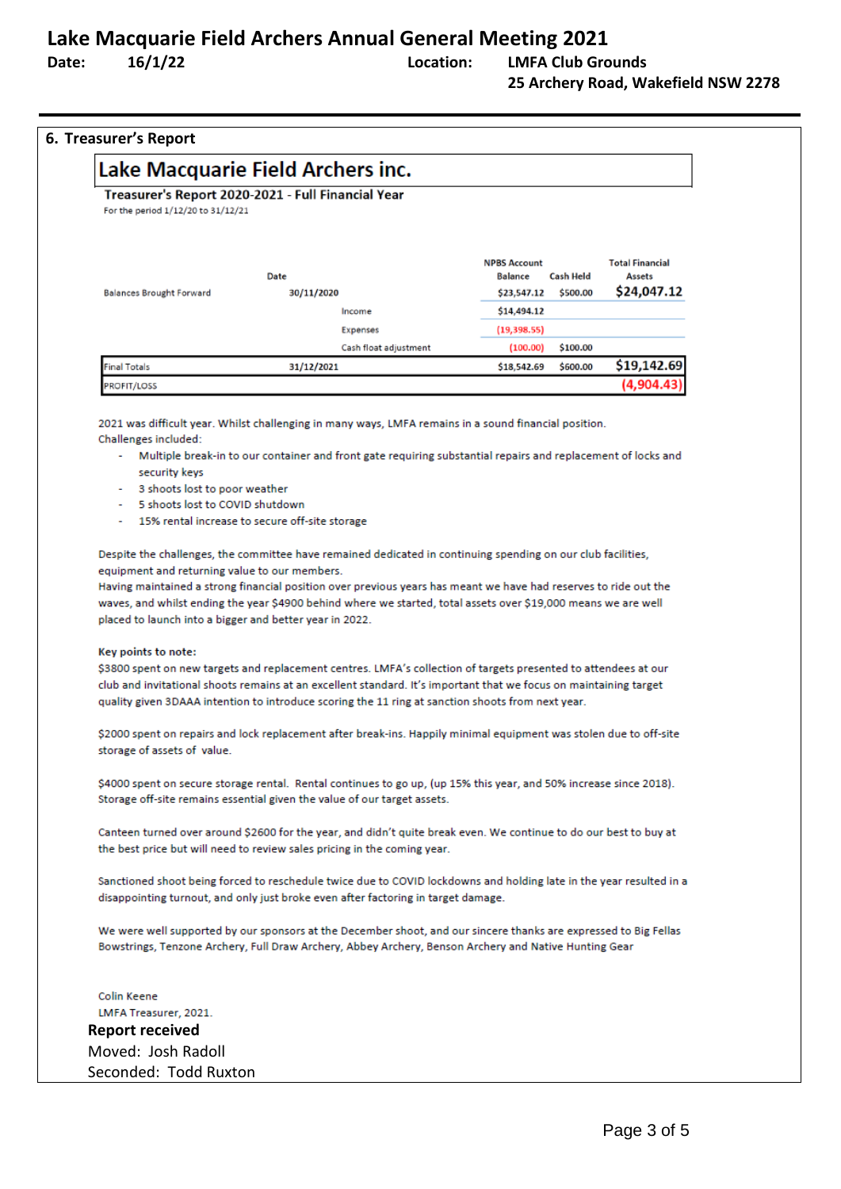# Lake Macquarie Field Archers Annual General Meeting 2021

**Date:** 16/1/22 **Location:** LMFA Club Grounds
25 Archery Road, Wakefield NSW 2278

## 6. Treasurer's Report

### Lake Macquarie Field Archers inc.

**Treasurer's Report 2020-2021 - Full Financial Year**

For the period 1/12/20 to 31/12/21

| | Date | | NPBS Account Balance | Cash Held | Total Financial Assets |
|---|---|---|---|---|---|
| Balances Brought Forward | 30/11/2020 | | $23,547.12 | $500.00 | $24,047.12 |
| | | Income | $14,494.12 | | |
| | | Expenses | (19,398.55) | | |
| | | Cash float adjustment | (100.00) | $100.00 | |
| Final Totals | 31/12/2021 | | $18,542.69 | $600.00 | $19,142.69 |
| PROFIT/LOSS | | | | | (4,904.43) |

2021 was difficult year. Whilst challenging in many ways, LMFA remains in a sound financial position.
Challenges included:

- Multiple break-in to our container and front gate requiring substantial repairs and replacement of locks and security keys
- 3 shoots lost to poor weather
- 5 shoots lost to COVID shutdown
- 15% rental increase to secure off-site storage

Despite the challenges, the committee have remained dedicated in continuing spending on our club facilities, equipment and returning value to our members.
Having maintained a strong financial position over previous years has meant we have had reserves to ride out the waves, and whilst ending the year $4900 behind where we started, total assets over $19,000 means we are well placed to launch into a bigger and better year in 2022.

**Key points to note:**

$3800 spent on new targets and replacement centres. LMFA's collection of targets presented to attendees at our club and invitational shoots remains at an excellent standard. It's important that we focus on maintaining target quality given 3DAAA intention to introduce scoring the 11 ring at sanction shoots from next year.

$2000 spent on repairs and lock replacement after break-ins. Happily minimal equipment was stolen due to off-site storage of assets of value.

$4000 spent on secure storage rental. Rental continues to go up, (up 15% this year, and 50% increase since 2018). Storage off-site remains essential given the value of our target assets.

Canteen turned over around $2600 for the year, and didn't quite break even. We continue to do our best to buy at the best price but will need to review sales pricing in the coming year.

Sanctioned shoot being forced to reschedule twice due to COVID lockdowns and holding late in the year resulted in a disappointing turnout, and only just broke even after factoring in target damage.

We were well supported by our sponsors at the December shoot, and our sincere thanks are expressed to Big Fellas Bowstrings, Tenzone Archery, Full Draw Archery, Abbey Archery, Benson Archery and Native Hunting Gear

Colin Keene
LMFA Treasurer, 2021.

**Report received**
Moved: Josh Radoll
Seconded: Todd Ruxton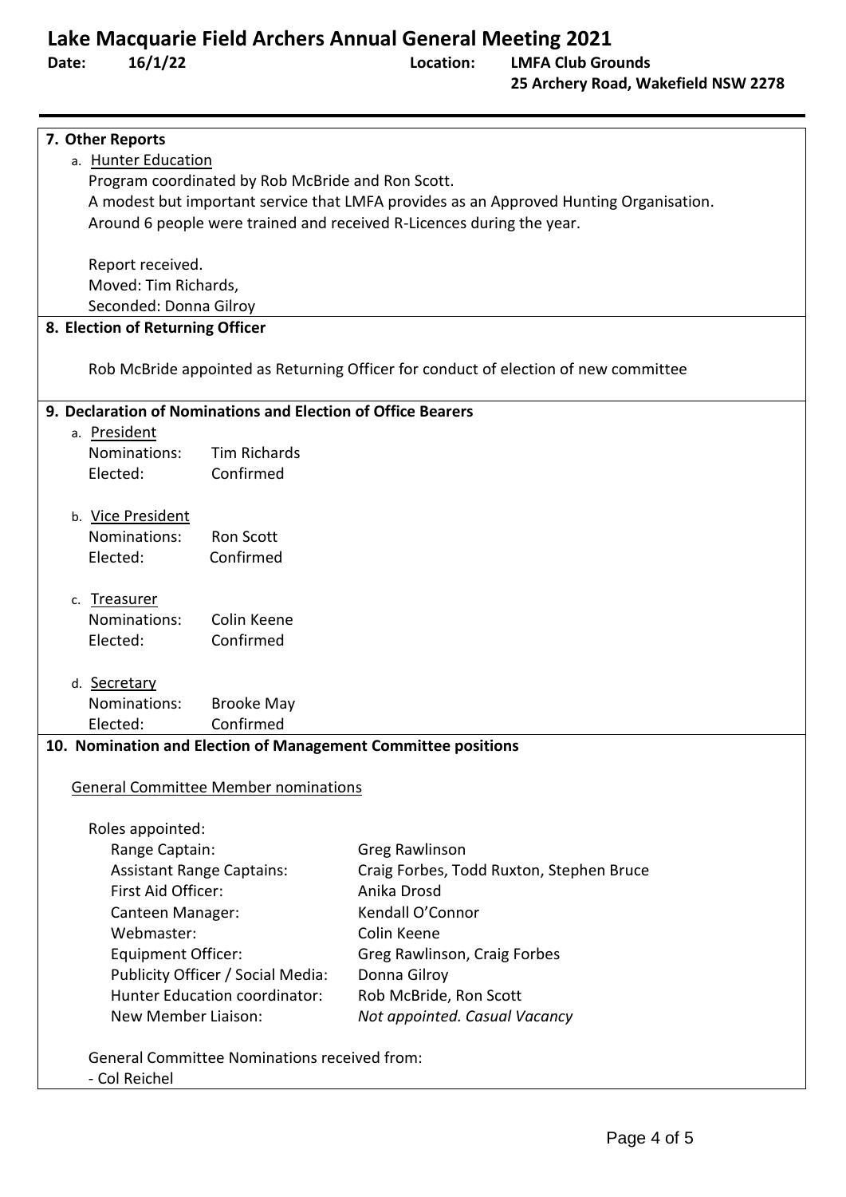# Lake Macquarie Field Archers Annual General Meeting 2021

**Date:** 16/1/22 **Location:** LMFA Club Grounds 25 Archery Road, Wakefield NSW 2278

## 7. Other Reports

a. Hunter Education

Program coordinated by Rob McBride and Ron Scott.

A modest but important service that LMFA provides as an Approved Hunting Organisation.

Around 6 people were trained and received R-Licences during the year.

Report received.

Moved: Tim Richards,

Seconded: Donna Gilroy

## 8. Election of Returning Officer

Rob McBride appointed as Returning Officer for conduct of election of new committee

## 9. Declaration of Nominations and Election of Office Bearers

a. President

Nominations: Tim Richards

Elected: Confirmed

b. Vice President

Nominations: Ron Scott

Elected: Confirmed

c. Treasurer

Nominations: Colin Keene

Elected: Confirmed

d. Secretary

Nominations: Brooke May

Elected: Confirmed

## 10. Nomination and Election of Management Committee positions

General Committee Member nominations

Roles appointed:

| Role | Appointee |
| --- | --- |
| Range Captain: | Greg Rawlinson |
| Assistant Range Captains: | Craig Forbes, Todd Ruxton, Stephen Bruce |
| First Aid Officer: | Anika Drosd |
| Canteen Manager: | Kendall O'Connor |
| Webmaster: | Colin Keene |
| Equipment Officer: | Greg Rawlinson, Craig Forbes |
| Publicity Officer / Social Media: | Donna Gilroy |
| Hunter Education coordinator: | Rob McBride, Ron Scott |
| New Member Liaison: | *Not appointed. Casual Vacancy* |

General Committee Nominations received from:

- Col Reichel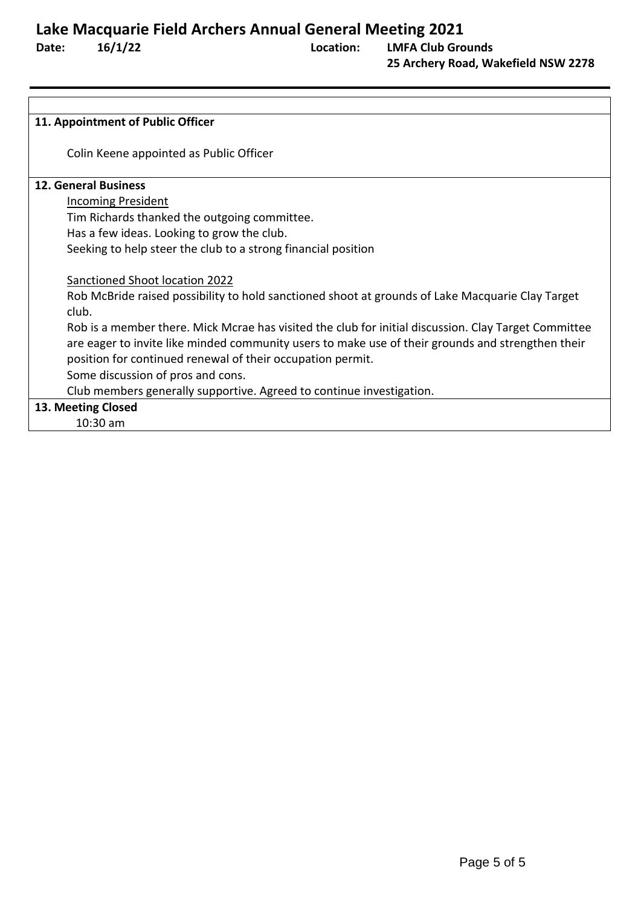# Lake Macquarie Field Archers Annual General Meeting 2021

**Date:** 16/1/22 **Location:** LMFA Club Grounds
25 Archery Road, Wakefield NSW 2278

**11. Appointment of Public Officer**

Colin Keene appointed as Public Officer

**12. General Business**

Incoming President

Tim Richards thanked the outgoing committee.
Has a few ideas. Looking to grow the club.
Seeking to help steer the club to a strong financial position

Sanctioned Shoot location 2022

Rob McBride raised possibility to hold sanctioned shoot at grounds of Lake Macquarie Clay Target club.
Rob is a member there. Mick Mcrae has visited the club for initial discussion. Clay Target Committee are eager to invite like minded community users to make use of their grounds and strengthen their position for continued renewal of their occupation permit.
Some discussion of pros and cons.
Club members generally supportive. Agreed to continue investigation.

**13. Meeting Closed**

10:30 am